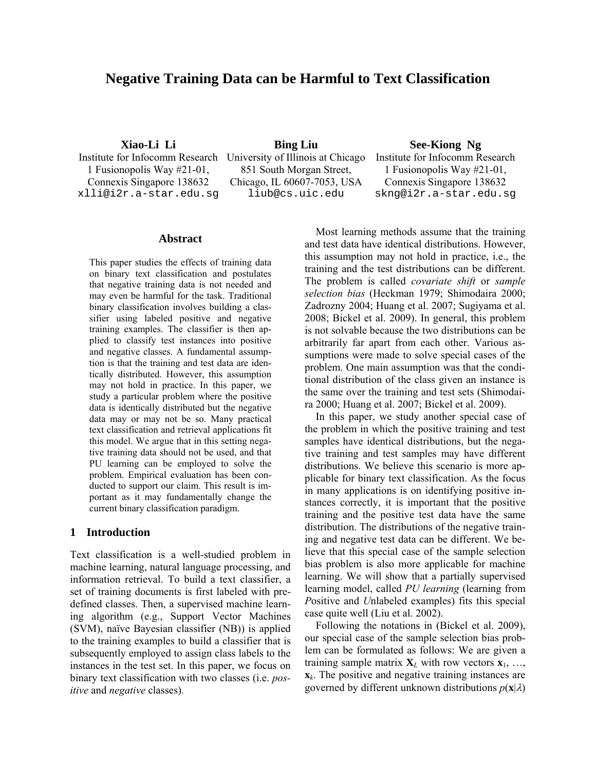# Negative Training Data can be Harmful to Text Classification

**Xiao-Li Li**
Institute for Infocomm Research
1 Fusionopolis Way #21-01,
Connexis Singapore 138632
xlli@i2r.a-star.edu.sg

**Bing Liu**
University of Illinois at Chicago
851 South Morgan Street,
Chicago, IL 60607-7053, USA
liub@cs.uic.edu

**See-Kiong Ng**
Institute for Infocomm Research
1 Fusionopolis Way #21-01,
Connexis Singapore 138632
skng@i2r.a-star.edu.sg

## Abstract

This paper studies the effects of training data on binary text classification and postulates that negative training data is not needed and may even be harmful for the task. Traditional binary classification involves building a classifier using labeled positive and negative training examples. The classifier is then applied to classify test instances into positive and negative classes. A fundamental assumption is that the training and test data are identically distributed. However, this assumption may not hold in practice. In this paper, we study a particular problem where the positive data is identically distributed but the negative data may or may not be so. Many practical text classification and retrieval applications fit this model. We argue that in this setting negative training data should not be used, and that PU learning can be employed to solve the problem. Empirical evaluation has been conducted to support our claim. This result is important as it may fundamentally change the current binary classification paradigm.

## 1 Introduction

Text classification is a well-studied problem in machine learning, natural language processing, and information retrieval. To build a text classifier, a set of training documents is first labeled with predefined classes. Then, a supervised machine learning algorithm (e.g., Support Vector Machines (SVM), naïve Bayesian classifier (NB)) is applied to the training examples to build a classifier that is subsequently employed to assign class labels to the instances in the test set. In this paper, we focus on binary text classification with two classes (i.e. *positive* and *negative* classes).

Most learning methods assume that the training and test data have identical distributions. However, this assumption may not hold in practice, i.e., the training and the test distributions can be different. The problem is called *covariate shift* or *sample selection bias* (Heckman 1979; Shimodaira 2000; Zadrozny 2004; Huang et al. 2007; Sugiyama et al. 2008; Bickel et al. 2009). In general, this problem is not solvable because the two distributions can be arbitrarily far apart from each other. Various assumptions were made to solve special cases of the problem. One main assumption was that the conditional distribution of the class given an instance is the same over the training and test sets (Shimodaira 2000; Huang et al. 2007; Bickel et al. 2009).

In this paper, we study another special case of the problem in which the positive training and test samples have identical distributions, but the negative training and test samples may have different distributions. We believe this scenario is more applicable for binary text classification. As the focus in many applications is on identifying positive instances correctly, it is important that the positive training and the positive test data have the same distribution. The distributions of the negative training and negative test data can be different. We believe that this special case of the sample selection bias problem is also more applicable for machine learning. We will show that a partially supervised learning model, called *PU learning* (learning from *P*ositive and *U*nlabeled examples) fits this special case quite well (Liu et al. 2002).

Following the notations in (Bickel et al. 2009), our special case of the sample selection bias problem can be formulated as follows: We are given a training sample matrix $\mathbf{X}_L$ with row vectors $\mathbf{x}_1, \ldots, \mathbf{x}_k$. The positive and negative training instances are governed by different unknown distributions $p(\mathbf{x}|\lambda)$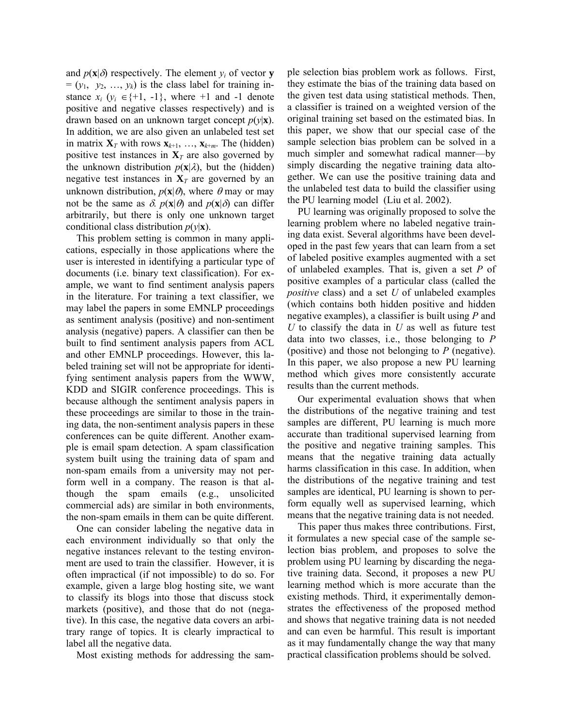and $p(\mathbf{x}|\delta)$ respectively. The element $y_i$ of vector $\mathbf{y} = (y_1, y_2, \ldots, y_k)$ is the class label for training instance $x_i$ ($y_i \in \{+1, -1\}$, where +1 and -1 denote positive and negative classes respectively) and is drawn based on an unknown target concept $p(y|\mathbf{x})$. In addition, we are also given an unlabeled test set in matrix $\mathbf{X}_T$ with rows $\mathbf{x}_{k+1}, \ldots, \mathbf{x}_{k+m}$. The (hidden) positive test instances in $\mathbf{X}_T$ are also governed by the unknown distribution $p(\mathbf{x}|\lambda)$, but the (hidden) negative test instances in $\mathbf{X}_T$ are governed by an unknown distribution, $p(\mathbf{x}|\theta)$, where $\theta$ may or may not be the same as $\delta$. $p(\mathbf{x}|\theta)$ and $p(\mathbf{x}|\delta)$ can differ arbitrarily, but there is only one unknown target conditional class distribution $p(y|\mathbf{x})$.

This problem setting is common in many applications, especially in those applications where the user is interested in identifying a particular type of documents (i.e. binary text classification). For example, we want to find sentiment analysis papers in the literature. For training a text classifier, we may label the papers in some EMNLP proceedings as sentiment analysis (positive) and non-sentiment analysis (negative) papers. A classifier can then be built to find sentiment analysis papers from ACL and other EMNLP proceedings. However, this labeled training set will not be appropriate for identifying sentiment analysis papers from the WWW, KDD and SIGIR conference proceedings. This is because although the sentiment analysis papers in these proceedings are similar to those in the training data, the non-sentiment analysis papers in these conferences can be quite different. Another example is email spam detection. A spam classification system built using the training data of spam and non-spam emails from a university may not perform well in a company. The reason is that although the spam emails (e.g., unsolicited commercial ads) are similar in both environments, the non-spam emails in them can be quite different.

One can consider labeling the negative data in each environment individually so that only the negative instances relevant to the testing environment are used to train the classifier. However, it is often impractical (if not impossible) to do so. For example, given a large blog hosting site, we want to classify its blogs into those that discuss stock markets (positive), and those that do not (negative). In this case, the negative data covers an arbitrary range of topics. It is clearly impractical to label all the negative data.

Most existing methods for addressing the sample selection bias problem work as follows. First, they estimate the bias of the training data based on the given test data using statistical methods. Then, a classifier is trained on a weighted version of the original training set based on the estimated bias. In this paper, we show that our special case of the sample selection bias problem can be solved in a much simpler and somewhat radical manner—by simply discarding the negative training data altogether. We can use the positive training data and the unlabeled test data to build the classifier using the PU learning model (Liu et al. 2002).

PU learning was originally proposed to solve the learning problem where no labeled negative training data exist. Several algorithms have been developed in the past few years that can learn from a set of labeled positive examples augmented with a set of unlabeled examples. That is, given a set $P$ of positive examples of a particular class (called the *positive* class) and a set $U$ of unlabeled examples (which contains both hidden positive and hidden negative examples), a classifier is built using $P$ and $U$ to classify the data in $U$ as well as future test data into two classes, i.e., those belonging to $P$ (positive) and those not belonging to $P$ (negative). In this paper, we also propose a new PU learning method which gives more consistently accurate results than the current methods.

Our experimental evaluation shows that when the distributions of the negative training and test samples are different, PU learning is much more accurate than traditional supervised learning from the positive and negative training samples. This means that the negative training data actually harms classification in this case. In addition, when the distributions of the negative training and test samples are identical, PU learning is shown to perform equally well as supervised learning, which means that the negative training data is not needed.

This paper thus makes three contributions. First, it formulates a new special case of the sample selection bias problem, and proposes to solve the problem using PU learning by discarding the negative training data. Second, it proposes a new PU learning method which is more accurate than the existing methods. Third, it experimentally demonstrates the effectiveness of the proposed method and shows that negative training data is not needed and can even be harmful. This result is important as it may fundamentally change the way that many practical classification problems should be solved.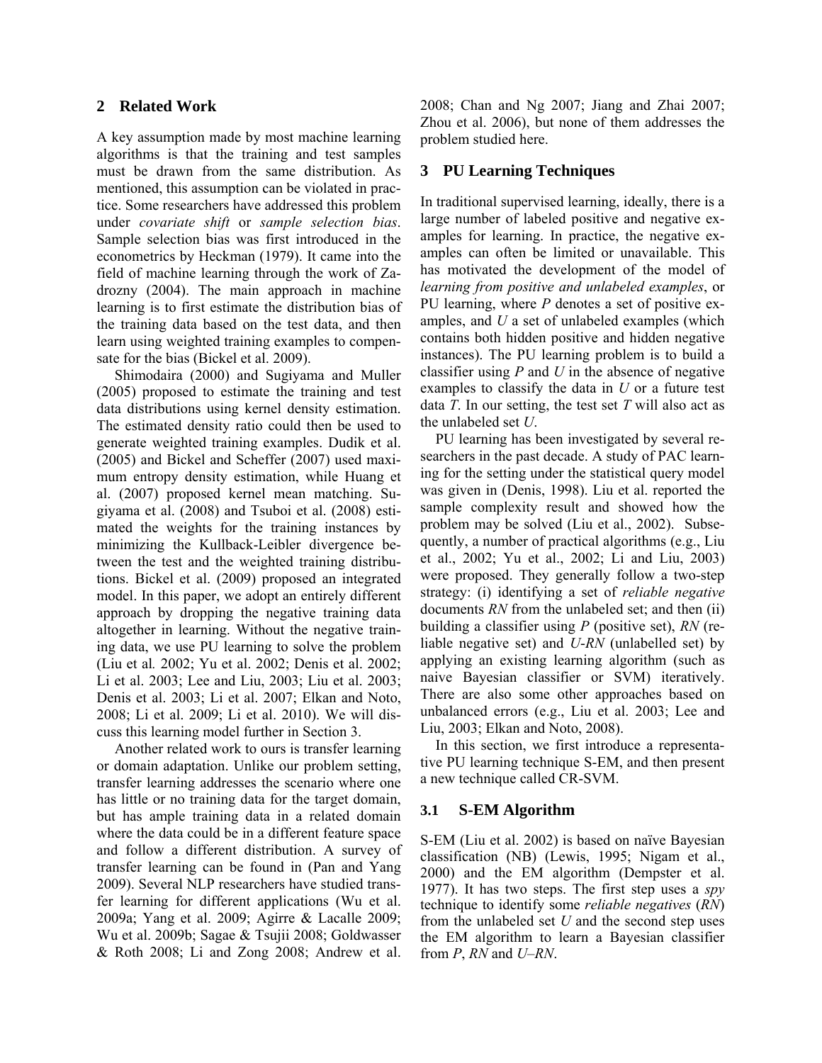## 2 Related Work

A key assumption made by most machine learning algorithms is that the training and test samples must be drawn from the same distribution. As mentioned, this assumption can be violated in practice. Some researchers have addressed this problem under *covariate shift* or *sample selection bias*. Sample selection bias was first introduced in the econometrics by Heckman (1979). It came into the field of machine learning through the work of Zadrozny (2004). The main approach in machine learning is to first estimate the distribution bias of the training data based on the test data, and then learn using weighted training examples to compensate for the bias (Bickel et al. 2009).

Shimodaira (2000) and Sugiyama and Muller (2005) proposed to estimate the training and test data distributions using kernel density estimation. The estimated density ratio could then be used to generate weighted training examples. Dudik et al. (2005) and Bickel and Scheffer (2007) used maximum entropy density estimation, while Huang et al. (2007) proposed kernel mean matching. Sugiyama et al. (2008) and Tsuboi et al. (2008) estimated the weights for the training instances by minimizing the Kullback-Leibler divergence between the test and the weighted training distributions. Bickel et al. (2009) proposed an integrated model. In this paper, we adopt an entirely different approach by dropping the negative training data altogether in learning. Without the negative training data, we use PU learning to solve the problem (Liu et al*.* 2002; Yu et al. 2002; Denis et al. 2002; Li et al. 2003; Lee and Liu, 2003; Liu et al. 2003; Denis et al. 2003; Li et al. 2007; Elkan and Noto, 2008; Li et al. 2009; Li et al. 2010). We will discuss this learning model further in Section 3.

Another related work to ours is transfer learning or domain adaptation. Unlike our problem setting, transfer learning addresses the scenario where one has little or no training data for the target domain, but has ample training data in a related domain where the data could be in a different feature space and follow a different distribution. A survey of transfer learning can be found in (Pan and Yang 2009). Several NLP researchers have studied transfer learning for different applications (Wu et al. 2009a; Yang et al. 2009; Agirre & Lacalle 2009; Wu et al. 2009b; Sagae & Tsujii 2008; Goldwasser & Roth 2008; Li and Zong 2008; Andrew et al. 2008; Chan and Ng 2007; Jiang and Zhai 2007; Zhou et al. 2006), but none of them addresses the problem studied here.

## 3 PU Learning Techniques

In traditional supervised learning, ideally, there is a large number of labeled positive and negative examples for learning. In practice, the negative examples can often be limited or unavailable. This has motivated the development of the model of *learning from positive and unlabeled examples*, or PU learning, where *P* denotes a set of positive examples, and *U* a set of unlabeled examples (which contains both hidden positive and hidden negative instances). The PU learning problem is to build a classifier using *P* and *U* in the absence of negative examples to classify the data in *U* or a future test data *T*. In our setting, the test set *T* will also act as the unlabeled set *U*.

PU learning has been investigated by several researchers in the past decade. A study of PAC learning for the setting under the statistical query model was given in (Denis, 1998). Liu et al. reported the sample complexity result and showed how the problem may be solved (Liu et al., 2002). Subsequently, a number of practical algorithms (e.g., Liu et al., 2002; Yu et al., 2002; Li and Liu, 2003) were proposed. They generally follow a two-step strategy: (i) identifying a set of *reliable negative* documents *RN* from the unlabeled set; and then (ii) building a classifier using *P* (positive set), *RN* (reliable negative set) and *U-RN* (unlabelled set) by applying an existing learning algorithm (such as naive Bayesian classifier or SVM) iteratively. There are also some other approaches based on unbalanced errors (e.g., Liu et al. 2003; Lee and Liu, 2003; Elkan and Noto, 2008).

In this section, we first introduce a representative PU learning technique S-EM, and then present a new technique called CR-SVM.

### 3.1 S-EM Algorithm

S-EM (Liu et al. 2002) is based on naïve Bayesian classification (NB) (Lewis, 1995; Nigam et al., 2000) and the EM algorithm (Dempster et al. 1977). It has two steps. The first step uses a *spy* technique to identify some *reliable negatives* (*RN*) from the unlabeled set *U* and the second step uses the EM algorithm to learn a Bayesian classifier from *P*, *RN* and *U–RN*.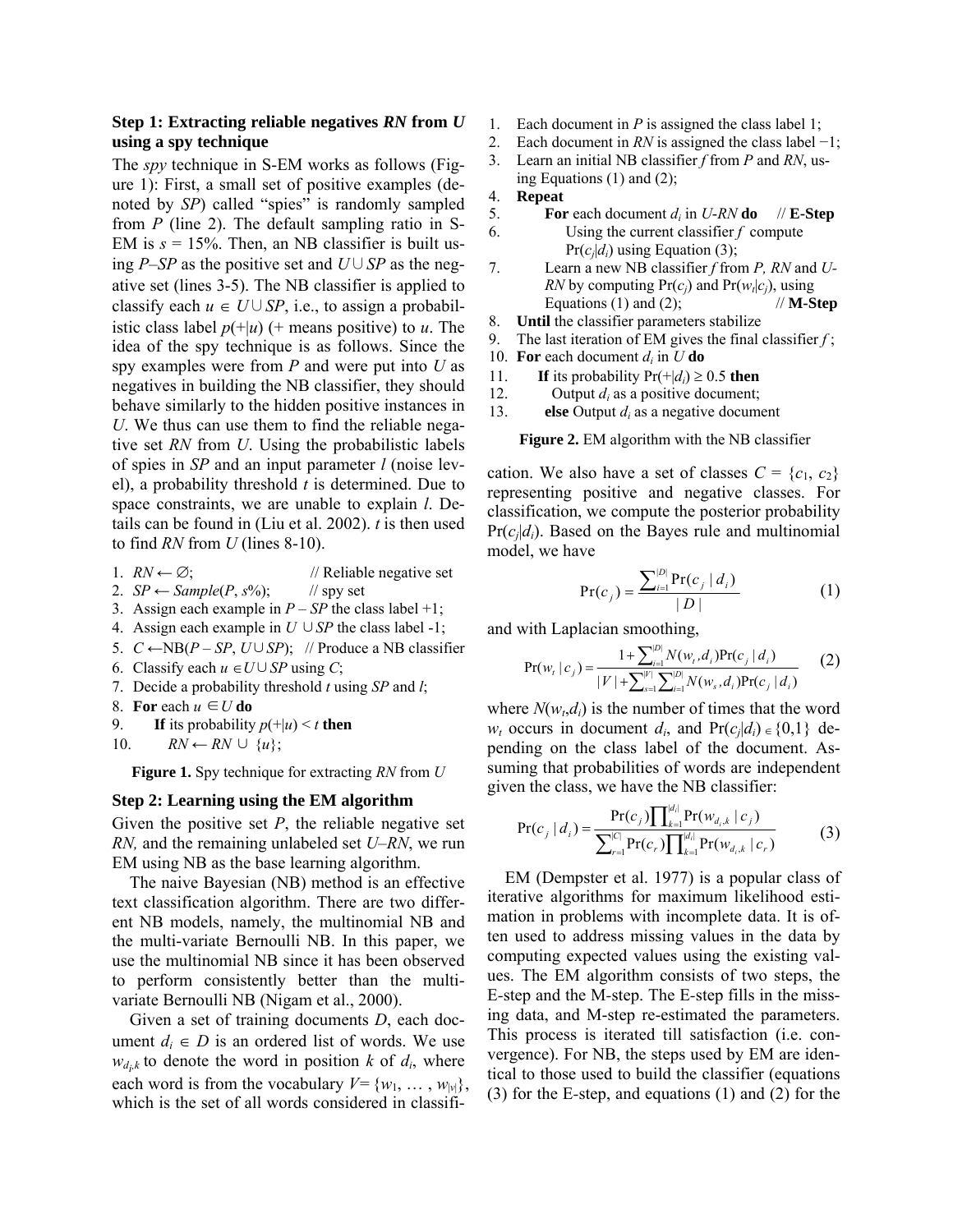**Step 1: Extracting reliable negatives *RN* from *U* using a spy technique**

The *spy* technique in S-EM works as follows (Figure 1): First, a small set of positive examples (denoted by *SP*) called "spies" is randomly sampled from *P* (line 2). The default sampling ratio in S-EM is $s$ = 15%. Then, an NB classifier is built using *P*–*SP* as the positive set and $U \cup SP$ as the negative set (lines 3-5). The NB classifier is applied to classify each $u \in U \cup SP$, i.e., to assign a probabilistic class label $p(+|u)$ (+ means positive) to $u$. The idea of the spy technique is as follows. Since the spy examples were from *P* and were put into *U* as negatives in building the NB classifier, they should behave similarly to the hidden positive instances in *U*. We thus can use them to find the reliable negative set *RN* from *U*. Using the probabilistic labels of spies in *SP* and an input parameter $l$ (noise level), a probability threshold $t$ is determined. Due to space constraints, we are unable to explain $l$. Details can be found in (Liu et al. 2002). $t$ is then used to find *RN* from *U* (lines 8-10).

1. $RN \leftarrow \emptyset$; // Reliable negative set
2. $SP \leftarrow Sample(P, s\%)$; // spy set
3. Assign each example in $P - SP$ the class label +1;
4. Assign each example in $U \cup SP$ the class label -1;
5. $C \leftarrow$NB($P - SP$, $U \cup SP$); // Produce a NB classifier
6. Classify each $u \in U \cup SP$ using $C$;
7. Decide a probability threshold $t$ using *SP* and $l$;
8. **For** each $u \in U$ **do**
9. &nbsp;&nbsp;&nbsp;&nbsp;**If** its probability $p(+|u) < t$ **then**
10. &nbsp;&nbsp;&nbsp;&nbsp;&nbsp;&nbsp;&nbsp;&nbsp;$RN \leftarrow RN \cup \{u\}$;

**Figure 1.** Spy technique for extracting *RN* from *U*

**Step 2: Learning using the EM algorithm**

Given the positive set *P*, the reliable negative set *RN*, and the remaining unlabeled set *U*–*RN*, we run EM using NB as the base learning algorithm.

The naive Bayesian (NB) method is an effective text classification algorithm. There are two different NB models, namely, the multinomial NB and the multi-variate Bernoulli NB. In this paper, we use the multinomial NB since it has been observed to perform consistently better than the multi-variate Bernoulli NB (Nigam et al., 2000).

Given a set of training documents *D*, each document $d_i \in D$ is an ordered list of words. We use $w_{d_i,k}$ to denote the word in position $k$ of $d_i$, where each word is from the vocabulary $V = \{w_1, \ldots, w_{|V|}\}$, which is the set of all words considered in classification. We also have a set of classes $C = \{c_1, c_2\}$ representing positive and negative classes. For classification, we compute the posterior probability $\Pr(c_j|d_i)$. Based on the Bayes rule and multinomial model, we have

$$\Pr(c_j) = \frac{\sum_{i=1}^{|D|} \Pr(c_j \mid d_i)}{|D|} \tag{1}$$

and with Laplacian smoothing,

$$\Pr(w_t \mid c_j) = \frac{1 + \sum_{i=1}^{|D|} N(w_t, d_i) \Pr(c_j \mid d_i)}{|V| + \sum_{s=1}^{|V|} \sum_{i=1}^{|D|} N(w_s, d_i) \Pr(c_j \mid d_i)} \tag{2}$$

where $N(w_t,d_i)$ is the number of times that the word $w_t$ occurs in document $d_i$, and $\Pr(c_j|d_i) \in \{0,1\}$ depending on the class label of the document. Assuming that probabilities of words are independent given the class, we have the NB classifier:

$$\Pr(c_j \mid d_i) = \frac{\Pr(c_j) \prod_{k=1}^{|d_i|} \Pr(w_{d_i,k} \mid c_j)}{\sum_{r=1}^{|C|} \Pr(c_r) \prod_{k=1}^{|d_i|} \Pr(w_{d_i,k} \mid c_r)} \tag{3}$$

EM (Dempster et al. 1977) is a popular class of iterative algorithms for maximum likelihood estimation in problems with incomplete data. It is often used to address missing values in the data by computing expected values using the existing values. The EM algorithm consists of two steps, the E-step and the M-step. The E-step fills in the missing data, and M-step re-estimated the parameters. This process is iterated till satisfaction (i.e. convergence). For NB, the steps used by EM are identical to those used to build the classifier (equations (3) for the E-step, and equations (1) and (2) for the

1. Each document in *P* is assigned the class label 1;
2. Each document in *RN* is assigned the class label −1;
3. Learn an initial NB classifier $f$ from *P* and *RN*, using Equations (1) and (2);
4. **Repeat**
5. &nbsp;&nbsp;&nbsp;&nbsp;**For** each document $d_i$ in *U*-*RN* **do** // **E-Step**
6. &nbsp;&nbsp;&nbsp;&nbsp;&nbsp;&nbsp;&nbsp;&nbsp;Using the current classifier $f$ compute $\Pr(c_j|d_i)$ using Equation (3);
7. &nbsp;&nbsp;&nbsp;&nbsp;Learn a new NB classifier $f$ from *P*, *RN* and *U*-*RN* by computing $\Pr(c_j)$ and $\Pr(w_t|c_j)$, using Equations (1) and (2); // **M-Step**
8. **Until** the classifier parameters stabilize
9. The last iteration of EM gives the final classifier $f$;
10. **For** each document $d_i$ in *U* **do**
11. &nbsp;&nbsp;&nbsp;&nbsp;**If** its probability $\Pr(+|d_i) \geq 0.5$ **then**
12. &nbsp;&nbsp;&nbsp;&nbsp;&nbsp;&nbsp;&nbsp;&nbsp;Output $d_i$ as a positive document;
13. &nbsp;&nbsp;&nbsp;&nbsp;**else** Output $d_i$ as a negative document

**Figure 2.** EM algorithm with the NB classifier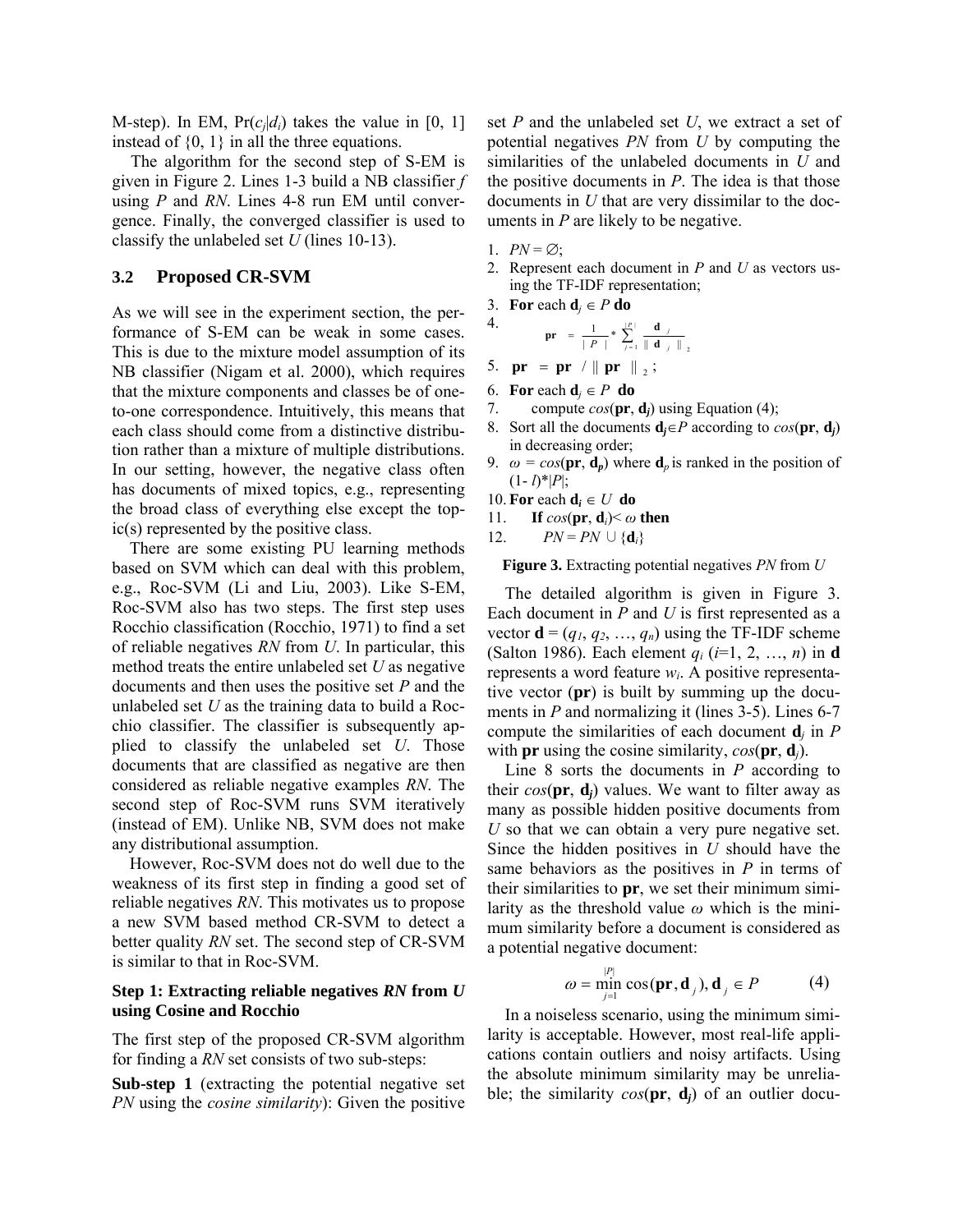M-step). In EM, $\Pr(c_j|d_i)$ takes the value in [0, 1] instead of {0, 1} in all the three equations.

The algorithm for the second step of S-EM is given in Figure 2. Lines 1-3 build a NB classifier *f* using *P* and *RN*. Lines 4-8 run EM until convergence. Finally, the converged classifier is used to classify the unlabeled set *U* (lines 10-13).

## 3.2 Proposed CR-SVM

As we will see in the experiment section, the performance of S-EM can be weak in some cases. This is due to the mixture model assumption of its NB classifier (Nigam et al. 2000), which requires that the mixture components and classes be of one-to-one correspondence. Intuitively, this means that each class should come from a distinctive distribution rather than a mixture of multiple distributions. In our setting, however, the negative class often has documents of mixed topics, e.g., representing the broad class of everything else except the topic(s) represented by the positive class.

There are some existing PU learning methods based on SVM which can deal with this problem, e.g., Roc-SVM (Li and Liu, 2003). Like S-EM, Roc-SVM also has two steps. The first step uses Rocchio classification (Rocchio, 1971) to find a set of reliable negatives *RN* from *U*. In particular, this method treats the entire unlabeled set *U* as negative documents and then uses the positive set *P* and the unlabeled set *U* as the training data to build a Rocchio classifier. The classifier is subsequently applied to classify the unlabeled set *U*. Those documents that are classified as negative are then considered as reliable negative examples *RN*. The second step of Roc-SVM runs SVM iteratively (instead of EM). Unlike NB, SVM does not make any distributional assumption.

However, Roc-SVM does not do well due to the weakness of its first step in finding a good set of reliable negatives *RN*. This motivates us to propose a new SVM based method CR-SVM to detect a better quality *RN* set. The second step of CR-SVM is similar to that in Roc-SVM.

### Step 1: Extracting reliable negatives *RN* from *U* using Cosine and Rocchio

The first step of the proposed CR-SVM algorithm for finding a *RN* set consists of two sub-steps:

**Sub-step 1** (extracting the potential negative set *PN* using the *cosine similarity*): Given the positive set *P* and the unlabeled set *U*, we extract a set of potential negatives *PN* from *U* by computing the similarities of the unlabeled documents in *U* and the positive documents in *P*. The idea is that those documents in *U* that are very dissimilar to the documents in *P* are likely to be negative.

1. $PN = \varnothing$;
2. Represent each document in *P* and *U* as vectors using the TF-IDF representation;
3. **For** each $\mathbf{d}_j \in P$ **do**
4. $\quad \mathbf{pr} = \frac{1}{|P|} * \sum_{j=1}^{|P|} \frac{\mathbf{d}_j}{\|\mathbf{d}_j\|_2}$
5. $\mathbf{pr} = \mathbf{pr} / \|\mathbf{pr}\|_2$;
6. **For** each $\mathbf{d}_j \in P$ **do**
7. $\quad$ compute $cos(\mathbf{pr}, \mathbf{d}_j)$ using Equation (4);
8. Sort all the documents $\mathbf{d}_j \in P$ according to $cos(\mathbf{pr}, \mathbf{d}_j)$ in decreasing order;
9. $\omega = cos(\mathbf{pr}, \mathbf{d}_p)$ where $\mathbf{d}_p$ is ranked in the position of $(1-l)*|P|$;
10. **For** each $\mathbf{d}_i \in U$ **do**
11. $\quad$ **If** $cos(\mathbf{pr}, \mathbf{d}_i) < \omega$ **then**
12. $\quad\quad PN = PN \cup \{\mathbf{d}_i\}$

**Figure 3.** Extracting potential negatives *PN* from *U*

The detailed algorithm is given in Figure 3. Each document in *P* and *U* is first represented as a vector $\mathbf{d} = (q_1, q_2, \ldots, q_n)$ using the TF-IDF scheme (Salton 1986). Each element $q_i$ ($i$=1, 2, …, $n$) in $\mathbf{d}$ represents a word feature $w_i$. A positive representative vector (**pr**) is built by summing up the documents in *P* and normalizing it (lines 3-5). Lines 6-7 compute the similarities of each document $\mathbf{d}_j$ in *P* with **pr** using the cosine similarity, $cos(\mathbf{pr}, \mathbf{d}_j)$.

Line 8 sorts the documents in *P* according to their $cos(\mathbf{pr}, \mathbf{d}_j)$ values. We want to filter away as many as possible hidden positive documents from *U* so that we can obtain a very pure negative set. Since the hidden positives in *U* should have the same behaviors as the positives in *P* in terms of their similarities to **pr**, we set their minimum similarity as the threshold value $\omega$ which is the minimum similarity before a document is considered as a potential negative document:

$$\omega = \min_{j=1}^{|P|} \cos(\mathbf{pr}, \mathbf{d}_j), \mathbf{d}_j \in P \qquad (4)$$

In a noiseless scenario, using the minimum similarity is acceptable. However, most real-life applications contain outliers and noisy artifacts. Using the absolute minimum similarity may be unreliable; the similarity $cos(\mathbf{pr}, \mathbf{d}_j)$ of an outlier docu-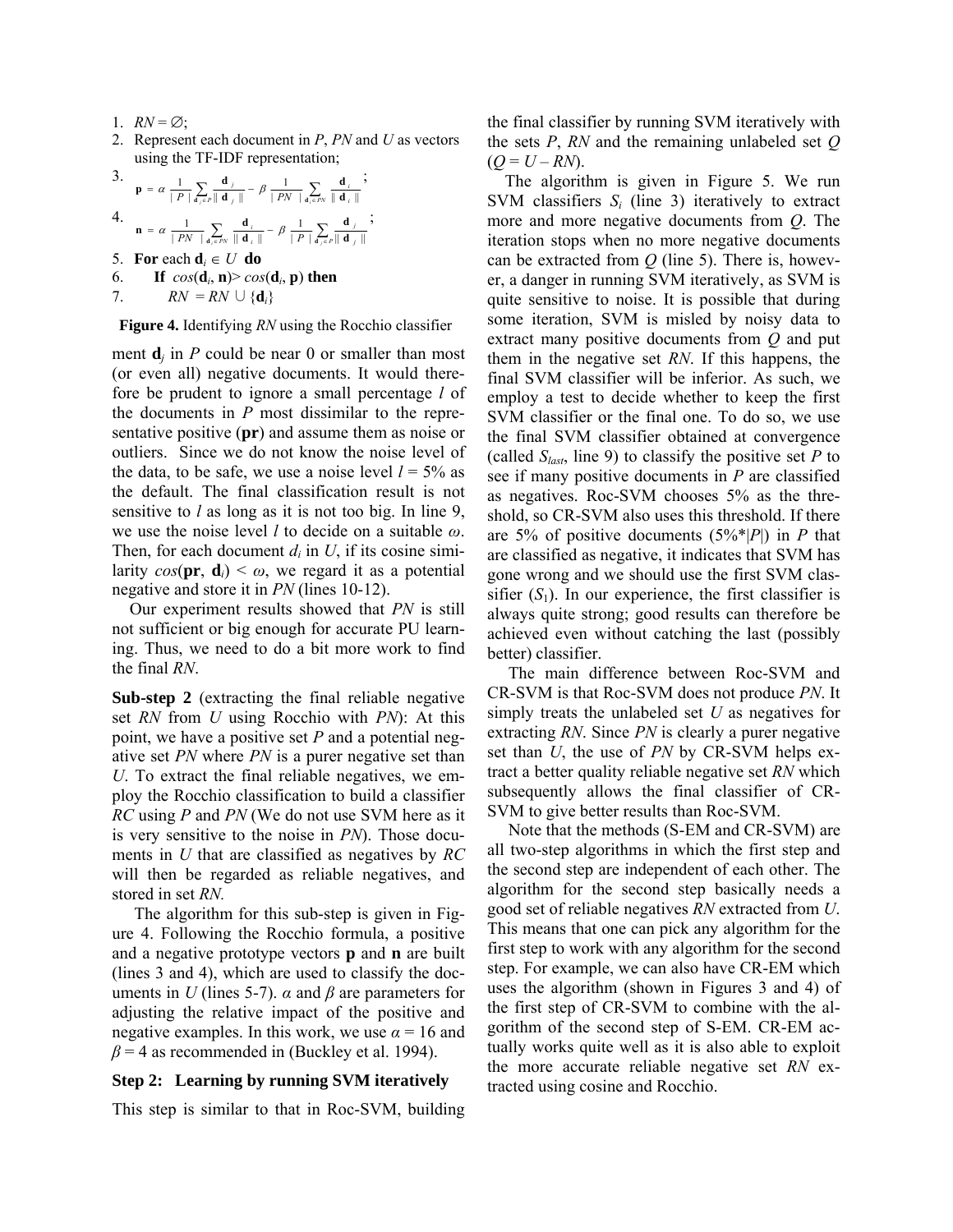1. $RN = \varnothing$;
2. Represent each document in $P$, $PN$ and $U$ as vectors using the TF-IDF representation;
3. $\mathbf{p} = \alpha \frac{1}{|P|} \sum_{\mathbf{d}_j \in P} \frac{\mathbf{d}_j}{\|\mathbf{d}_j\|} - \beta \frac{1}{|PN|} \sum_{\mathbf{d}_i \in PN} \frac{\mathbf{d}_i}{\|\mathbf{d}_i\|}$;
4. $\mathbf{n} = \alpha \frac{1}{|PN|} \sum_{\mathbf{d}_i \in PN} \frac{\mathbf{d}_i}{\|\mathbf{d}_i\|} - \beta \frac{1}{|P|} \sum_{\mathbf{d}_j \in P} \frac{\mathbf{d}_j}{\|\mathbf{d}_j\|}$;
5. **For** each $\mathbf{d}_i \in U$ **do**
6. **If** $cos(\mathbf{d}_i, \mathbf{n}) > cos(\mathbf{d}_i, \mathbf{p})$ **then**
7. $RN = RN \cup \{\mathbf{d}_i\}$

**Figure 4.** Identifying *RN* using the Rocchio classifier

ment $\mathbf{d}_j$ in $P$ could be near 0 or smaller than most (or even all) negative documents. It would therefore be prudent to ignore a small percentage $l$ of the documents in $P$ most dissimilar to the representative positive (**pr**) and assume them as noise or outliers. Since we do not know the noise level of the data, to be safe, we use a noise level $l = 5\%$ as the default. The final classification result is not sensitive to $l$ as long as it is not too big. In line 9, we use the noise level $l$ to decide on a suitable $\omega$. Then, for each document $d_i$ in $U$, if its cosine similarity $cos(\mathbf{pr}, \mathbf{d}_i) < \omega$, we regard it as a potential negative and store it in *PN* (lines 10-12).

Our experiment results showed that *PN* is still not sufficient or big enough for accurate PU learning. Thus, we need to do a bit more work to find the final *RN*.

**Sub-step 2** (extracting the final reliable negative set *RN* from *U* using Rocchio with *PN*): At this point, we have a positive set *P* and a potential negative set *PN* where *PN* is a purer negative set than *U*. To extract the final reliable negatives, we employ the Rocchio classification to build a classifier *RC* using *P* and *PN* (We do not use SVM here as it is very sensitive to the noise in *PN*). Those documents in *U* that are classified as negatives by *RC* will then be regarded as reliable negatives, and stored in set *RN*.

The algorithm for this sub-step is given in Figure 4. Following the Rocchio formula, a positive and a negative prototype vectors **p** and **n** are built (lines 3 and 4), which are used to classify the documents in *U* (lines 5-7). $\alpha$ and $\beta$ are parameters for adjusting the relative impact of the positive and negative examples. In this work, we use $\alpha = 16$ and $\beta = 4$ as recommended in (Buckley et al. 1994).

**Step 2: Learning by running SVM iteratively**

This step is similar to that in Roc-SVM, building the final classifier by running SVM iteratively with the sets *P*, *RN* and the remaining unlabeled set *Q* ($Q = U - RN$).

The algorithm is given in Figure 5. We run SVM classifiers $S_i$ (line 3) iteratively to extract more and more negative documents from *Q*. The iteration stops when no more negative documents can be extracted from *Q* (line 5). There is, however, a danger in running SVM iteratively, as SVM is quite sensitive to noise. It is possible that during some iteration, SVM is misled by noisy data to extract many positive documents from *Q* and put them in the negative set *RN*. If this happens, the final SVM classifier will be inferior. As such, we employ a test to decide whether to keep the first SVM classifier or the final one. To do so, we use the final SVM classifier obtained at convergence (called $S_{last}$, line 9) to classify the positive set *P* to see if many positive documents in *P* are classified as negatives. Roc-SVM chooses 5% as the threshold, so CR-SVM also uses this threshold. If there are 5% of positive documents ($5\%*|P|$) in *P* that are classified as negative, it indicates that SVM has gone wrong and we should use the first SVM classifier ($S_1$). In our experience, the first classifier is always quite strong; good results can therefore be achieved even without catching the last (possibly better) classifier.

The main difference between Roc-SVM and CR-SVM is that Roc-SVM does not produce *PN*. It simply treats the unlabeled set *U* as negatives for extracting *RN*. Since *PN* is clearly a purer negative set than *U*, the use of *PN* by CR-SVM helps extract a better quality reliable negative set *RN* which subsequently allows the final classifier of CR-SVM to give better results than Roc-SVM.

Note that the methods (S-EM and CR-SVM) are all two-step algorithms in which the first step and the second step are independent of each other. The algorithm for the second step basically needs a good set of reliable negatives *RN* extracted from *U*. This means that one can pick any algorithm for the first step to work with any algorithm for the second step. For example, we can also have CR-EM which uses the algorithm (shown in Figures 3 and 4) of the first step of CR-SVM to combine with the algorithm of the second step of S-EM. CR-EM actually works quite well as it is also able to exploit the more accurate reliable negative set *RN* extracted using cosine and Rocchio.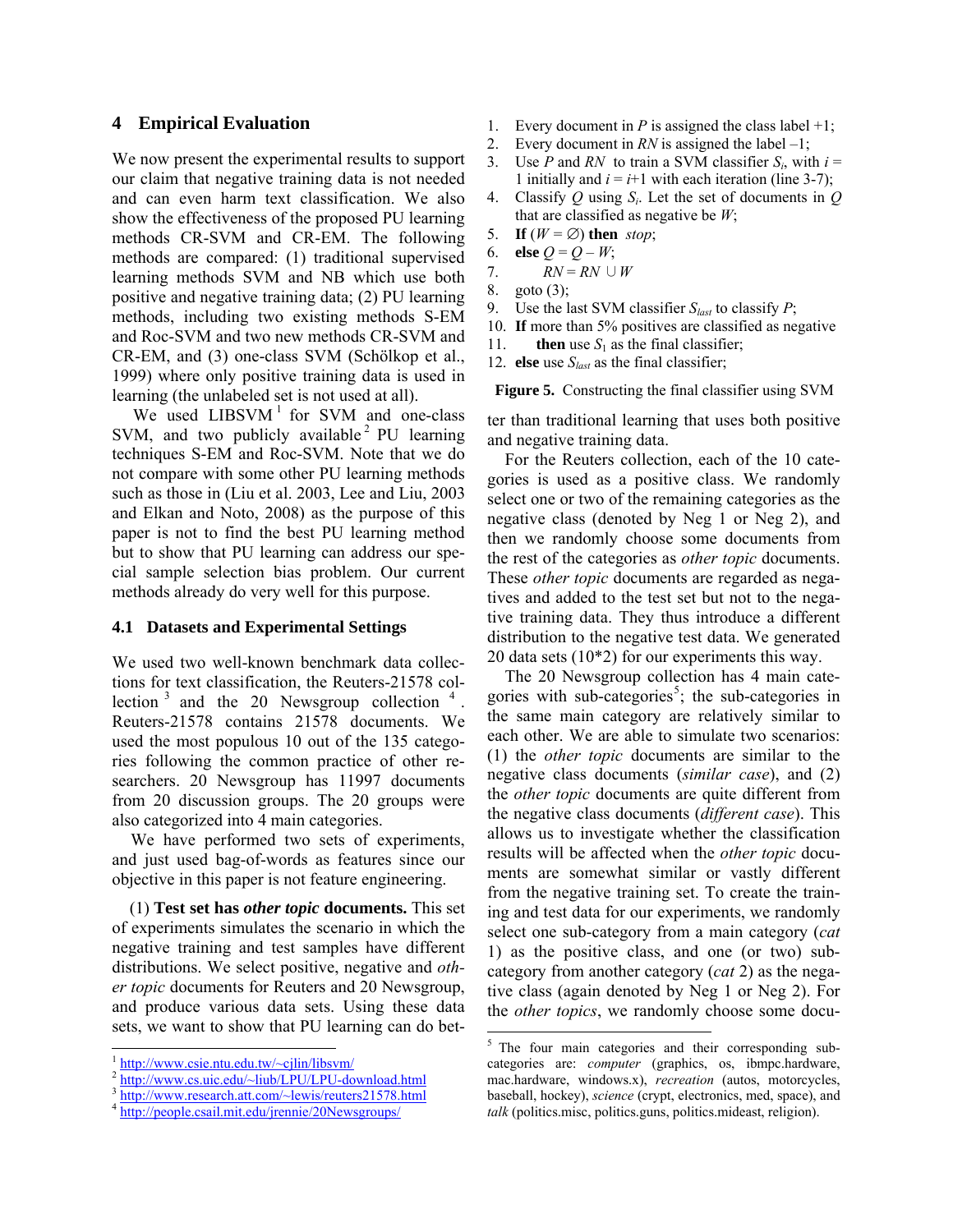## 4 Empirical Evaluation

We now present the experimental results to support our claim that negative training data is not needed and can even harm text classification. We also show the effectiveness of the proposed PU learning methods CR-SVM and CR-EM. The following methods are compared: (1) traditional supervised learning methods SVM and NB which use both positive and negative training data; (2) PU learning methods, including two existing methods S-EM and Roc-SVM and two new methods CR-SVM and CR-EM, and (3) one-class SVM (Schölkop et al., 1999) where only positive training data is used in learning (the unlabeled set is not used at all).

We used LIBSVM[1] for SVM and one-class SVM, and two publicly available[2] PU learning techniques S-EM and Roc-SVM. Note that we do not compare with some other PU learning methods such as those in (Liu et al. 2003, Lee and Liu, 2003 and Elkan and Noto, 2008) as the purpose of this paper is not to find the best PU learning method but to show that PU learning can address our special sample selection bias problem. Our current methods already do very well for this purpose.

### 4.1 Datasets and Experimental Settings

We used two well-known benchmark data collections for text classification, the Reuters-21578 collection[3] and the 20 Newsgroup collection[4]. Reuters-21578 contains 21578 documents. We used the most populous 10 out of the 135 categories following the common practice of other researchers. 20 Newsgroup has 11997 documents from 20 discussion groups. The 20 groups were also categorized into 4 main categories.

We have performed two sets of experiments, and just used bag-of-words as features since our objective in this paper is not feature engineering.

(1) **Test set has *other topic* documents.** This set of experiments simulates the scenario in which the negative training and test samples have different distributions. We select positive, negative and *other topic* documents for Reuters and 20 Newsgroup, and produce various data sets. Using these data sets, we want to show that PU learning can do better than traditional learning that uses both positive and negative training data.

1. Every document in $P$ is assigned the class label +1;
2. Every document in $RN$ is assigned the label –1;
3. Use $P$ and $RN$ to train a SVM classifier $S_i$, with $i$ = 1 initially and $i = i+1$ with each iteration (line 3-7);
4. Classify $Q$ using $S_i$. Let the set of documents in $Q$ that are classified as negative be $W$;
5. **If** ($W = \emptyset$) **then** *stop*;
6. **else** $Q = Q - W$;
7. $RN = RN \cup W$
8. goto (3);
9. Use the last SVM classifier $S_{last}$ to classify $P$;
10. **If** more than 5% positives are classified as negative
11. **then** use $S_1$ as the final classifier;
12. **else** use $S_{last}$ as the final classifier;

**Figure 5.** Constructing the final classifier using SVM

For the Reuters collection, each of the 10 categories is used as a positive class. We randomly select one or two of the remaining categories as the negative class (denoted by Neg 1 or Neg 2), and then we randomly choose some documents from the rest of the categories as *other topic* documents. These *other topic* documents are regarded as negatives and added to the test set but not to the negative training data. They thus introduce a different distribution to the negative test data. We generated 20 data sets (10*2) for our experiments this way.

The 20 Newsgroup collection has 4 main categories with sub-categories[5]; the sub-categories in the same main category are relatively similar to each other. We are able to simulate two scenarios: (1) the *other topic* documents are similar to the negative class documents (*similar case*), and (2) the *other topic* documents are quite different from the negative class documents (*different case*). This allows us to investigate whether the classification results will be affected when the *other topic* documents are somewhat similar or vastly different from the negative training set. To create the training and test data for our experiments, we randomly select one sub-category from a main category (*cat* 1) as the positive class, and one (or two) sub-category from another category (*cat* 2) as the negative class (again denoted by Neg 1 or Neg 2). For the *other topics*, we randomly choose some docu-

---

[1] http://www.csie.ntu.edu.tw/~cjlin/libsvm/
[2] http://www.cs.uic.edu/~liub/LPU/LPU-download.html
[3] http://www.research.att.com/~lewis/reuters21578.html
[4] http://people.csail.mit.edu/jrennie/20Newsgroups/
[5] The four main categories and their corresponding subcategories are: *computer* (graphics, os, ibmpc.hardware, mac.hardware, windows.x), *recreation* (autos, motorcycles, baseball, hockey), *science* (crypt, electronics, med, space), and *talk* (politics.misc, politics.guns, politics.mideast, religion).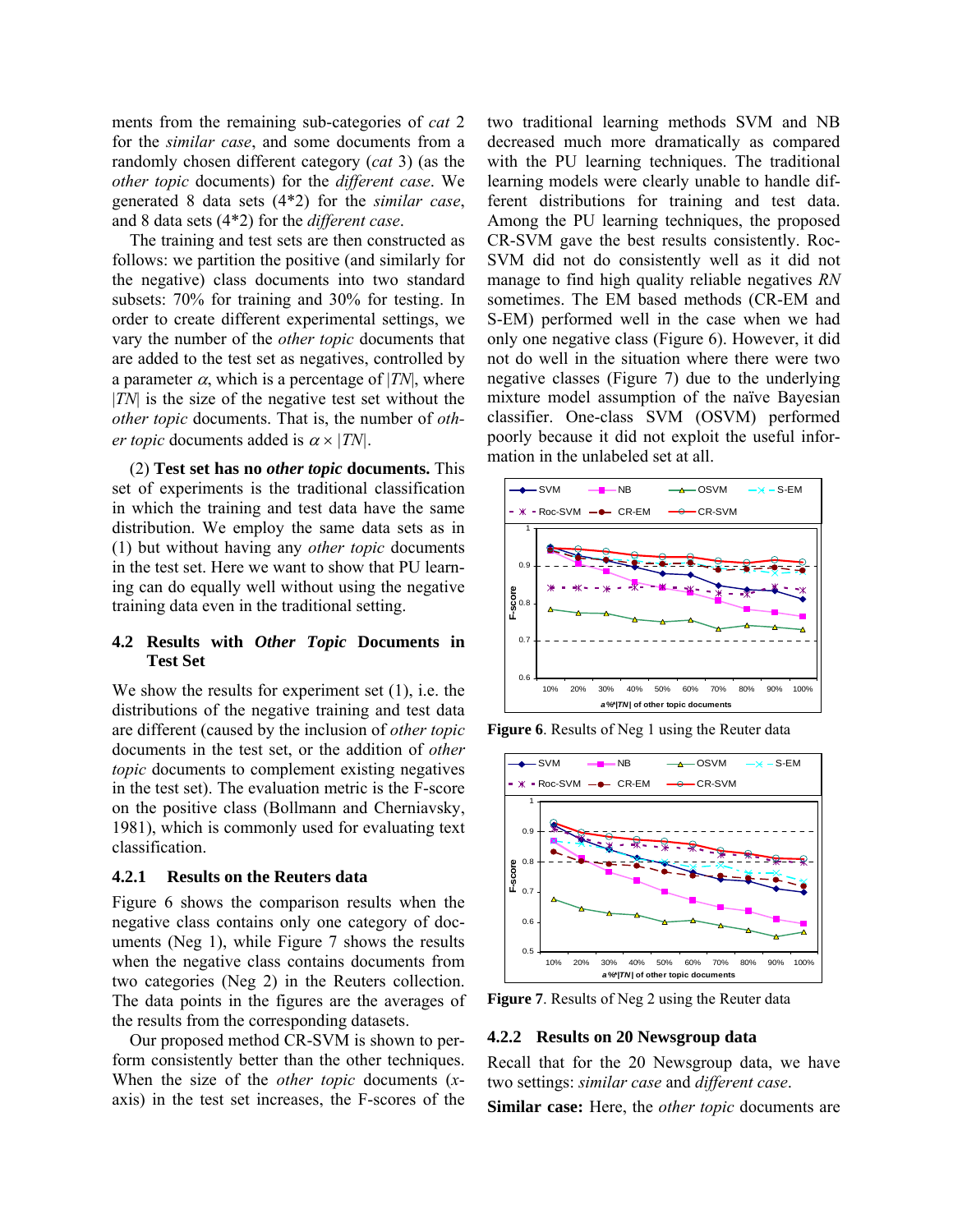ments from the remaining sub-categories of *cat* 2 for the *similar case*, and some documents from a randomly chosen different category (*cat* 3) (as the *other topic* documents) for the *different case*. We generated 8 data sets (4*2) for the *similar case*, and 8 data sets (4*2) for the *different case*.

The training and test sets are then constructed as follows: we partition the positive (and similarly for the negative) class documents into two standard subsets: 70% for training and 30% for testing. In order to create different experimental settings, we vary the number of the *other topic* documents that are added to the test set as negatives, controlled by a parameter $\alpha$, which is a percentage of $|TN|$, where $|TN|$ is the size of the negative test set without the *other topic* documents. That is, the number of *other topic* documents added is $\alpha \times |TN|$.

(2) **Test set has no *other topic* documents.** This set of experiments is the traditional classification in which the training and test data have the same distribution. We employ the same data sets as in (1) but without having any *other topic* documents in the test set. Here we want to show that PU learning can do equally well without using the negative training data even in the traditional setting.

### 4.2 Results with *Other Topic* Documents in Test Set

We show the results for experiment set (1), i.e. the distributions of the negative training and test data are different (caused by the inclusion of *other topic* documents in the test set, or the addition of *other topic* documents to complement existing negatives in the test set). The evaluation metric is the F-score on the positive class (Bollmann and Cherniavsky, 1981), which is commonly used for evaluating text classification.

#### 4.2.1 Results on the Reuters data

Figure 6 shows the comparison results when the negative class contains only one category of documents (Neg 1), while Figure 7 shows the results when the negative class contains documents from two categories (Neg 2) in the Reuters collection. The data points in the figures are the averages of the results from the corresponding datasets.

Our proposed method CR-SVM is shown to perform consistently better than the other techniques. When the size of the *other topic* documents (*x*-axis) in the test set increases, the F-scores of the two traditional learning methods SVM and NB decreased much more dramatically as compared with the PU learning techniques. The traditional learning models were clearly unable to handle different distributions for training and test data. Among the PU learning techniques, the proposed CR-SVM gave the best results consistently. Roc-SVM did not do consistently well as it did not manage to find high quality reliable negatives *RN* sometimes. The EM based methods (CR-EM and S-EM) performed well in the case when we had only one negative class (Figure 6). However, it did not do well in the situation where there were two negative classes (Figure 7) due to the underlying mixture model assumption of the naïve Bayesian classifier. One-class SVM (OSVM) performed poorly because it did not exploit the useful information in the unlabeled set at all.

**Figure 6**. Results of Neg 1 using the Reuter data

**Figure 7**. Results of Neg 2 using the Reuter data

#### 4.2.2 Results on 20 Newsgroup data

Recall that for the 20 Newsgroup data, we have two settings: *similar case* and *different case*.

**Similar case:** Here, the *other topic* documents are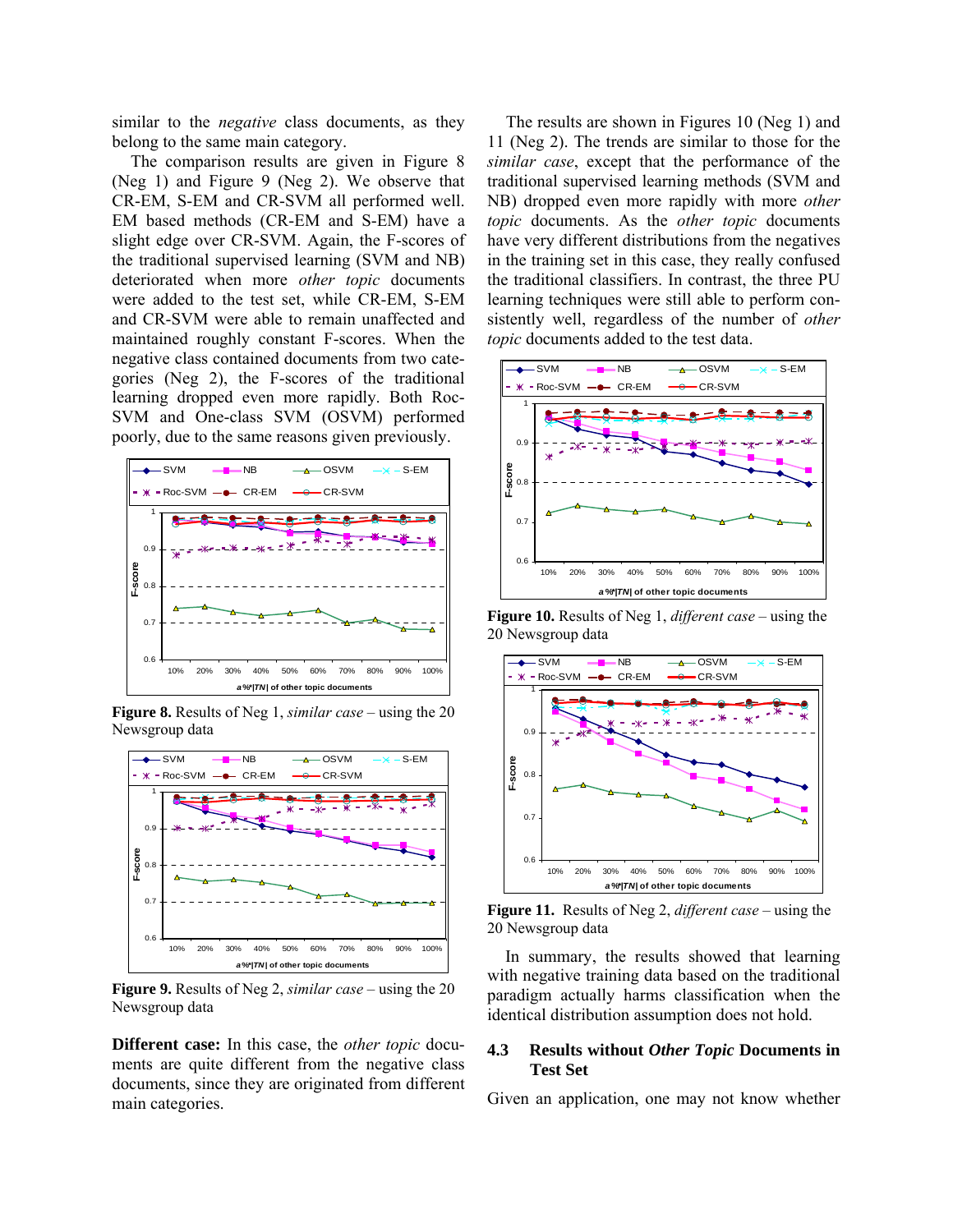similar to the *negative* class documents, as they belong to the same main category.

The comparison results are given in Figure 8 (Neg 1) and Figure 9 (Neg 2). We observe that CR-EM, S-EM and CR-SVM all performed well. EM based methods (CR-EM and S-EM) have a slight edge over CR-SVM. Again, the F-scores of the traditional supervised learning (SVM and NB) deteriorated when more *other topic* documents were added to the test set, while CR-EM, S-EM and CR-SVM were able to remain unaffected and maintained roughly constant F-scores. When the negative class contained documents from two categories (Neg 2), the F-scores of the traditional learning dropped even more rapidly. Both Roc-SVM and One-class SVM (OSVM) performed poorly, due to the same reasons given previously.

**Figure 8.** Results of Neg 1, *similar case* – using the 20 Newsgroup data

**Figure 9.** Results of Neg 2, *similar case* – using the 20 Newsgroup data

**Different case:** In this case, the *other topic* documents are quite different from the negative class documents, since they are originated from different main categories.

The results are shown in Figures 10 (Neg 1) and 11 (Neg 2). The trends are similar to those for the *similar case*, except that the performance of the traditional supervised learning methods (SVM and NB) dropped even more rapidly with more *other topic* documents. As the *other topic* documents have very different distributions from the negatives in the training set in this case, they really confused the traditional classifiers. In contrast, the three PU learning techniques were still able to perform consistently well, regardless of the number of *other topic* documents added to the test data.

**Figure 10.** Results of Neg 1, *different case* – using the 20 Newsgroup data

**Figure 11.** Results of Neg 2, *different case* – using the 20 Newsgroup data

In summary, the results showed that learning with negative training data based on the traditional paradigm actually harms classification when the identical distribution assumption does not hold.

### 4.3 Results without *Other Topic* Documents in Test Set

Given an application, one may not know whether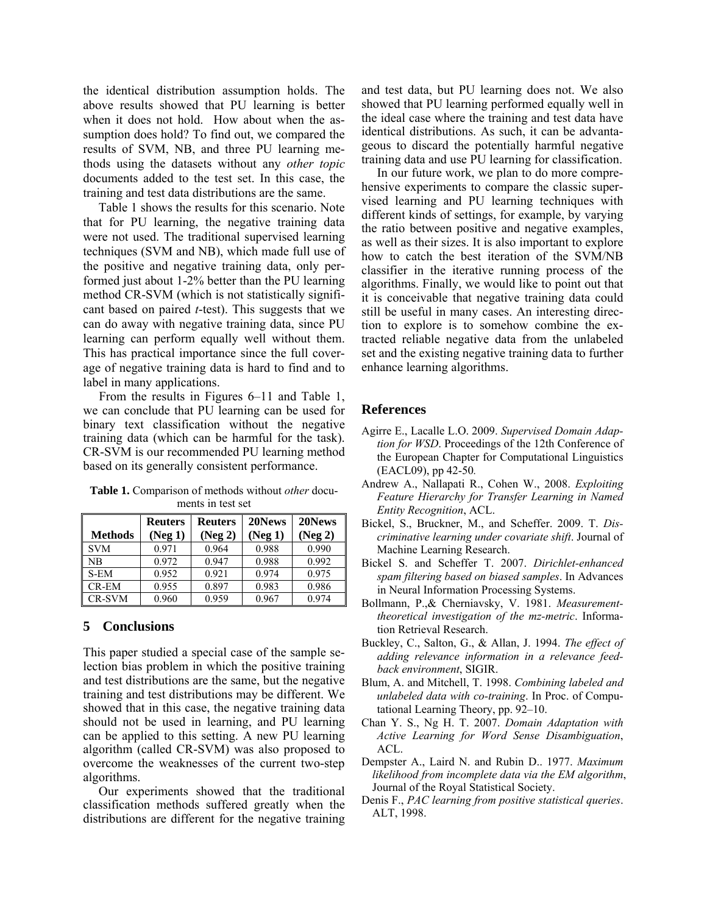the identical distribution assumption holds. The above results showed that PU learning is better when it does not hold. How about when the assumption does hold? To find out, we compared the results of SVM, NB, and three PU learning methods using the datasets without any *other topic* documents added to the test set. In this case, the training and test data distributions are the same.

Table 1 shows the results for this scenario. Note that for PU learning, the negative training data were not used. The traditional supervised learning techniques (SVM and NB), which made full use of the positive and negative training data, only performed just about 1-2% better than the PU learning method CR-SVM (which is not statistically significant based on paired *t*-test). This suggests that we can do away with negative training data, since PU learning can perform equally well without them. This has practical importance since the full coverage of negative training data is hard to find and to label in many applications.

From the results in Figures 6–11 and Table 1, we can conclude that PU learning can be used for binary text classification without the negative training data (which can be harmful for the task). CR-SVM is our recommended PU learning method based on its generally consistent performance.

**Table 1.** Comparison of methods without *other* documents in test set

| Methods | Reuters (Neg 1) | Reuters (Neg 2) | 20News (Neg 1) | 20News (Neg 2) |
|---|---|---|---|---|
| SVM | 0.971 | 0.964 | 0.988 | 0.990 |
| NB | 0.972 | 0.947 | 0.988 | 0.992 |
| S-EM | 0.952 | 0.921 | 0.974 | 0.975 |
| CR-EM | 0.955 | 0.897 | 0.983 | 0.986 |
| CR-SVM | 0.960 | 0.959 | 0.967 | 0.974 |

## 5 Conclusions

This paper studied a special case of the sample selection bias problem in which the positive training and test distributions are the same, but the negative training and test distributions may be different. We showed that in this case, the negative training data should not be used in learning, and PU learning can be applied to this setting. A new PU learning algorithm (called CR-SVM) was also proposed to overcome the weaknesses of the current two-step algorithms.

Our experiments showed that the traditional classification methods suffered greatly when the distributions are different for the negative training and test data, but PU learning does not. We also showed that PU learning performed equally well in the ideal case where the training and test data have identical distributions. As such, it can be advantageous to discard the potentially harmful negative training data and use PU learning for classification.

In our future work, we plan to do more comprehensive experiments to compare the classic supervised learning and PU learning techniques with different kinds of settings, for example, by varying the ratio between positive and negative examples, as well as their sizes. It is also important to explore how to catch the best iteration of the SVM/NB classifier in the iterative running process of the algorithms. Finally, we would like to point out that it is conceivable that negative training data could still be useful in many cases. An interesting direction to explore is to somehow combine the extracted reliable negative data from the unlabeled set and the existing negative training data to further enhance learning algorithms.

## References

Agirre E., Lacalle L.O. 2009. *Supervised Domain Adaption for WSD*. Proceedings of the 12th Conference of the European Chapter for Computational Linguistics (EACL09), pp 42-50.

Andrew A., Nallapati R., Cohen W., 2008. *Exploiting Feature Hierarchy for Transfer Learning in Named Entity Recognition*, ACL.

Bickel, S., Bruckner, M., and Scheffer. 2009. T. *Discriminative learning under covariate shift*. Journal of Machine Learning Research.

Bickel S. and Scheffer T. 2007. *Dirichlet-enhanced spam filtering based on biased samples*. In Advances in Neural Information Processing Systems.

Bollmann, P.,& Cherniavsky, V. 1981. *Measurement-theoretical investigation of the mz-metric*. Information Retrieval Research.

Buckley, C., Salton, G., & Allan, J. 1994. *The effect of adding relevance information in a relevance feedback environment*, SIGIR.

Blum, A. and Mitchell, T. 1998. *Combining labeled and unlabeled data with co-training*. In Proc. of Computational Learning Theory, pp. 92–10.

Chan Y. S., Ng H. T. 2007. *Domain Adaptation with Active Learning for Word Sense Disambiguation*, ACL.

Dempster A., Laird N. and Rubin D.. 1977. *Maximum likelihood from incomplete data via the EM algorithm*, Journal of the Royal Statistical Society.

Denis F., *PAC learning from positive statistical queries*. ALT, 1998.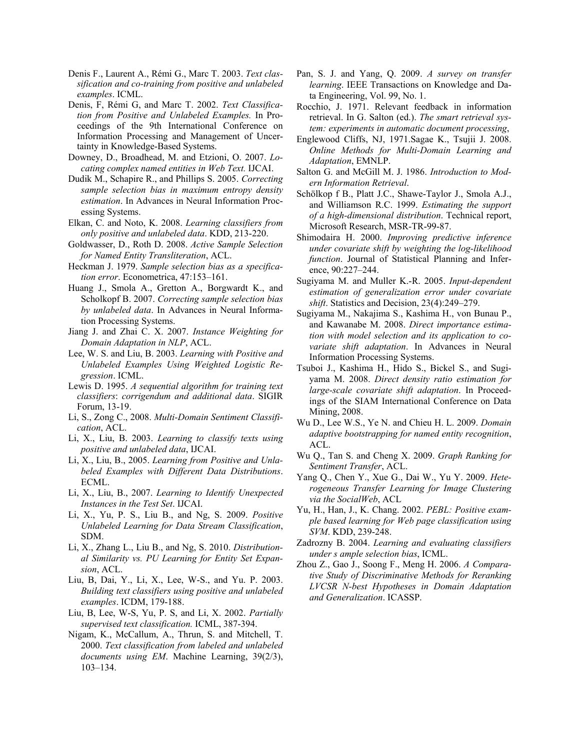Denis F., Laurent A., Rémi G., Marc T. 2003. *Text classification and co-training from positive and unlabeled examples*. ICML.

Denis, F, Rémi G, and Marc T. 2002. *Text Classification from Positive and Unlabeled Examples.* In Proceedings of the 9th International Conference on Information Processing and Management of Uncertainty in Knowledge-Based Systems.

Downey, D., Broadhead, M. and Etzioni, O. 2007. *Locating complex named entities in Web Text.* IJCAI.

Dudik M., Schapire R., and Phillips S. 2005. *Correcting sample selection bias in maximum entropy density estimation*. In Advances in Neural Information Processing Systems.

Elkan, C. and Noto, K. 2008. *Learning classifiers from only positive and unlabeled data*. KDD, 213-220.

Goldwasser, D., Roth D. 2008. *Active Sample Selection for Named Entity Transliteration*, ACL.

Heckman J. 1979. *Sample selection bias as a specification error*. Econometrica, 47:153–161.

Huang J., Smola A., Gretton A., Borgwardt K., and Scholkopf B. 2007. *Correcting sample selection bias by unlabeled data*. In Advances in Neural Information Processing Systems.

Jiang J. and Zhai C. X. 2007. *Instance Weighting for Domain Adaptation in NLP*, ACL.

Lee, W. S. and Liu, B. 2003. *Learning with Positive and Unlabeled Examples Using Weighted Logistic Regression*. ICML.

Lewis D. 1995. *A sequential algorithm for training text classifiers*: *corrigendum and additional data*. SIGIR Forum, 13-19.

Li, S., Zong C., 2008. *Multi-Domain Sentiment Classification*, ACL.

Li, X., Liu, B. 2003. *Learning to classify texts using positive and unlabeled data*, IJCAI.

Li, X., Liu, B., 2005. *Learning from Positive and Unlabeled Examples with Different Data Distributions*. ECML.

Li, X., Liu, B., 2007. *Learning to Identify Unexpected Instances in the Test Set*. IJCAI.

Li, X., Yu, P. S., Liu B., and Ng, S. 2009. *Positive Unlabeled Learning for Data Stream Classification*, SDM.

Li, X., Zhang L., Liu B., and Ng, S. 2010. *Distributional Similarity vs. PU Learning for Entity Set Expansion*, ACL.

Liu, B, Dai, Y., Li, X., Lee, W-S., and Yu. P. 2003. *Building text classifiers using positive and unlabeled examples*. ICDM, 179-188.

Liu, B, Lee, W-S, Yu, P. S, and Li, X. 2002. *Partially supervised text classification.* ICML, 387-394.

Nigam, K., McCallum, A., Thrun, S. and Mitchell, T. 2000. *Text classification from labeled and unlabeled documents using EM*. Machine Learning, 39(2/3), 103–134.

Pan, S. J. and Yang, Q. 2009. *A survey on transfer learning*. IEEE Transactions on Knowledge and Data Engineering, Vol. 99, No. 1.

Rocchio, J. 1971. Relevant feedback in information retrieval. In G. Salton (ed.). *The smart retrieval system: experiments in automatic document processing*,

Englewood Cliffs, NJ, 1971.Sagae K., Tsujii J. 2008. *Online Methods for Multi-Domain Learning and Adaptation*, EMNLP.

Salton G. and McGill M. J. 1986. *Introduction to Modern Information Retrieval*.

Schölkop f B., Platt J.C., Shawe-Taylor J., Smola A.J., and Williamson R.C. 1999. *Estimating the support of a high-dimensional distribution*. Technical report, Microsoft Research, MSR-TR-99-87.

Shimodaira H. 2000. *Improving predictive inference under covariate shift by weighting the log-likelihood function*. Journal of Statistical Planning and Inference, 90:227–244.

Sugiyama M. and Muller K.-R. 2005. *Input-dependent estimation of generalization error under covariate shift*. Statistics and Decision, 23(4):249–279.

Sugiyama M., Nakajima S., Kashima H., von Bunau P., and Kawanabe M. 2008. *Direct importance estimation with model selection and its application to covariate shift adaptation*. In Advances in Neural Information Processing Systems.

Tsuboi J., Kashima H., Hido S., Bickel S., and Sugiyama M. 2008. *Direct density ratio estimation for large-scale covariate shift adaptation*. In Proceedings of the SIAM International Conference on Data Mining, 2008.

Wu D., Lee W.S., Ye N. and Chieu H. L. 2009. *Domain adaptive bootstrapping for named entity recognition*, ACL.

Wu Q., Tan S. and Cheng X. 2009. *Graph Ranking for Sentiment Transfer*, ACL.

Yang Q., Chen Y., Xue G., Dai W., Yu Y. 2009. *Heterogeneous Transfer Learning for Image Clustering via the SocialWeb*, ACL

Yu, H., Han, J., K. Chang. 2002. *PEBL: Positive example based learning for Web page classification using SVM*. KDD, 239-248.

Zadrozny B. 2004. *Learning and evaluating classifiers under s ample selection bias*, ICML.

Zhou Z., Gao J., Soong F., Meng H. 2006. *A Comparative Study of Discriminative Methods for Reranking LVCSR N-best Hypotheses in Domain Adaptation and Generalization*. ICASSP.